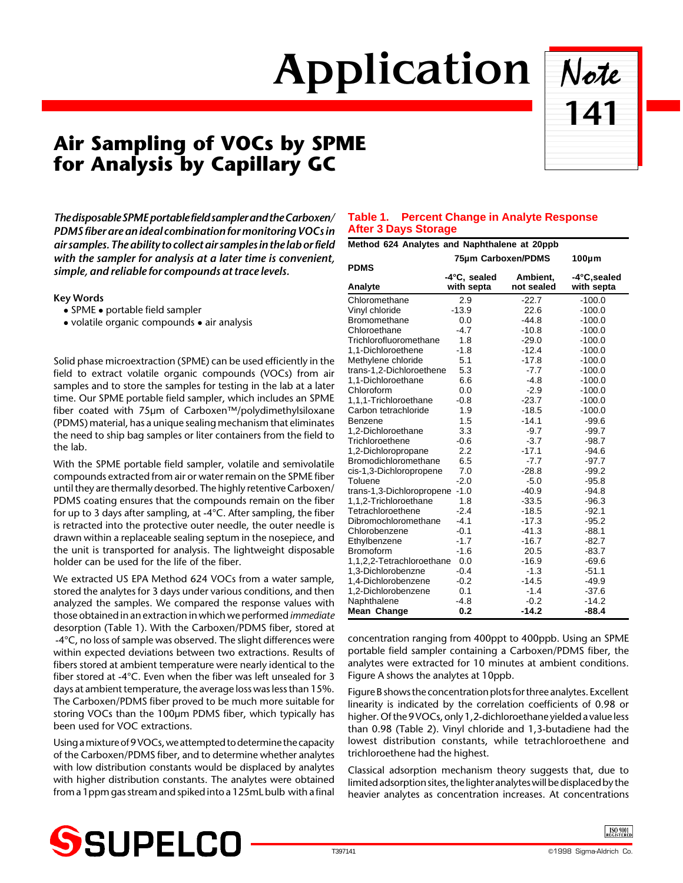# Application Note 141

## Air Sampling of VOCs by SPME for Analysis by Capillary GC

***The disposable SPME portable field sampler and the Carboxen/PDMS fiber are an ideal combination for monitoring VOCs in air samples. The ability to collect air samples in the lab or field with the sampler for analysis at a later time is convenient, simple, and reliable for compounds at trace levels.***

**Key Words**

- SPME • portable field sampler
- volatile organic compounds • air analysis

Solid phase microextraction (SPME) can be used efficiently in the field to extract volatile organic compounds (VOCs) from air samples and to store the samples for testing in the lab at a later time. Our SPME portable field sampler, which includes an SPME fiber coated with 75µm of Carboxen™/polydimethylsiloxane (PDMS) material, has a unique sealing mechanism that eliminates the need to ship bag samples or liter containers from the field to the lab.

With the SPME portable field sampler, volatile and semivolatile compounds extracted from air or water remain on the SPME fiber until they are thermally desorbed. The highly retentive Carboxen/PDMS coating ensures that the compounds remain on the fiber for up to 3 days after sampling, at -4°C. After sampling, the fiber is retracted into the protective outer needle, the outer needle is drawn within a replaceable sealing septum in the nosepiece, and the unit is transported for analysis. The lightweight disposable holder can be used for the life of the fiber.

We extracted US EPA Method 624 VOCs from a water sample, stored the analytes for 3 days under various conditions, and then analyzed the samples. We compared the response values with those obtained in an extraction in which we performed *immediate* desorption (Table 1). With the Carboxen/PDMS fiber, stored at -4°C, no loss of sample was observed. The slight differences were within expected deviations between two extractions. Results of fibers stored at ambient temperature were nearly identical to the fiber stored at -4°C. Even when the fiber was left unsealed for 3 days at ambient temperature, the average loss was less than 15%. The Carboxen/PDMS fiber proved to be much more suitable for storing VOCs than the 100µm PDMS fiber, which typically has been used for VOC extractions.

Using a mixture of 9 VOCs, we attempted to determine the capacity of the Carboxen/PDMS fiber, and to determine whether analytes with low distribution constants would be displaced by analytes with higher distribution constants. The analytes were obtained from a 1ppm gas stream and spiked into a 125mL bulb with a final concentration ranging from 400ppt to 400ppb. Using an SPME portable field sampler containing a Carboxen/PDMS fiber, the analytes were extracted for 10 minutes at ambient conditions. Figure A shows the analytes at 10ppb.

Figure B shows the concentration plots for three analytes. Excellent linearity is indicated by the correlation coefficients of 0.98 or higher. Of the 9 VOCs, only 1,2-dichloroethane yielded a value less than 0.98 (Table 2). Vinyl chloride and 1,3-butadiene had the lowest distribution constants, while tetrachloroethene and trichloroethene had the highest.

Classical adsorption mechanism theory suggests that, due to limited adsorption sites, the lighter analytes will be displaced by the heavier analytes as concentration increases. At concentrations

**Table 1. Percent Change in Analyte Response After 3 Days Storage**

Method 624 Analytes and Naphthalene at 20ppb

| | 75µm Carboxen/PDMS | | 100µm PDMS |
|---|---|---|---|
| Analyte | -4°C, sealed with septa | Ambient, not sealed | -4°C, sealed with septa |
| Chloromethane | 2.9 | -22.7 | -100.0 |
| Vinyl chloride | -13.9 | 22.6 | -100.0 |
| Bromomethane | 0.0 | -44.8 | -100.0 |
| Chloroethane | -4.7 | -10.8 | -100.0 |
| Trichlorofluoromethane | 1.8 | -29.0 | -100.0 |
| 1,1-Dichloroethene | -1.8 | -12.4 | -100.0 |
| Methylene chloride | 5.1 | -17.8 | -100.0 |
| trans-1,2-Dichloroethene | 5.3 | -7.7 | -100.0 |
| 1,1-Dichloroethane | 6.6 | -4.8 | -100.0 |
| Chloroform | 0.0 | -2.9 | -100.0 |
| 1,1,1-Trichloroethane | -0.8 | -23.7 | -100.0 |
| Carbon tetrachloride | 1.9 | -18.5 | -100.0 |
| Benzene | 1.5 | -14.1 | -99.6 |
| 1,2-Dichloroethane | 3.3 | -9.7 | -99.7 |
| Trichloroethene | -0.6 | -3.7 | -98.7 |
| 1,2-Dichloropropane | 2.2 | -17.1 | -94.6 |
| Bromodichloromethane | 6.5 | -7.7 | -97.7 |
| cis-1,3-Dichloropropene | 7.0 | -28.8 | -99.2 |
| Toluene | -2.0 | -5.0 | -95.8 |
| trans-1,3-Dichloropropene | -1.0 | -40.9 | -94.8 |
| 1,1,2-Trichloroethane | 1.8 | -33.5 | -96.3 |
| Tetrachloroethene | -2.4 | -18.5 | -92.1 |
| Dibromochloromethane | -4.1 | -17.3 | -95.2 |
| Chlorobenzene | -0.1 | -41.3 | -88.1 |
| Ethylbenzene | -1.7 | -16.7 | -82.7 |
| Bromoform | -1.6 | 20.5 | -83.7 |
| 1,1,2,2-Tetrachloroethane | 0.0 | -16.9 | -69.6 |
| 1,3-Dichlorobenzne | -0.4 | -1.3 | -51.1 |
| 1,4-Dichlorobenzene | -0.2 | -14.5 | -49.9 |
| 1,2-Dichlorobenzene | 0.1 | -1.4 | -37.6 |
| Naphthalene | -4.8 | -0.2 | -14.2 |
| **Mean Change** | **0.2** | **-14.2** | **-88.4** |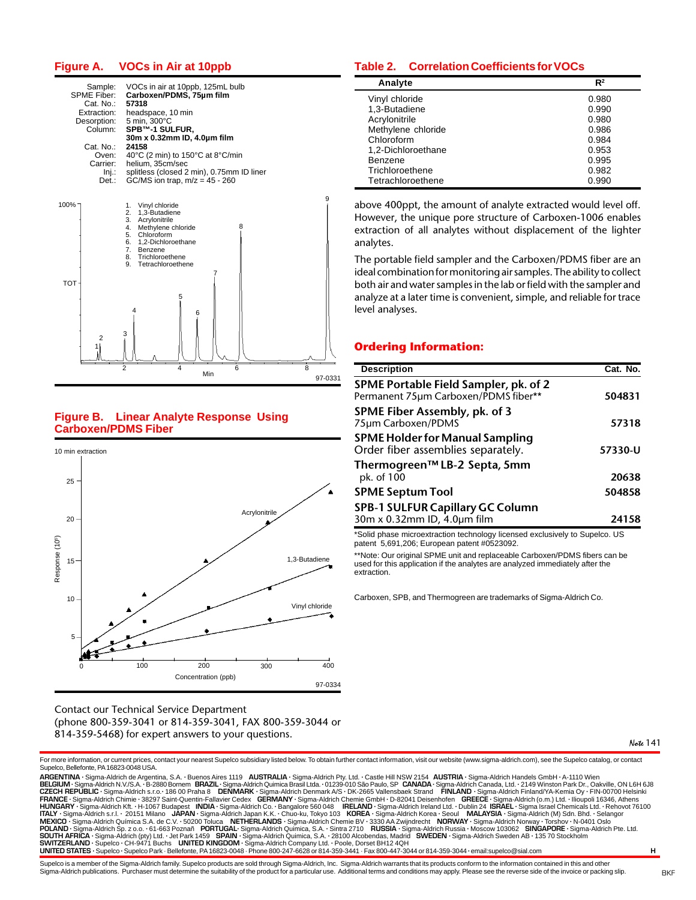## Figure A. VOCs in Air at 10ppb

Sample: VOCs in air at 10ppb, 125mL bulb
SPME Fiber: **Carboxen/PDMS, 75µm film**
Cat. No.: **57318**
Extraction: headspace, 10 min
Desorption: 5 min, 300°C
Column: **SPB™-1 SULFUR, 30m x 0.32mm ID, 4.0µm film**
Cat. No.: **24158**
Oven: 40°C (2 min) to 150°C at 8°C/min
Carrier: helium, 35cm/sec
Inj.: splitless (closed 2 min), 0.75mm ID liner
Det.: GC/MS ion trap, m/z = 45 - 260

1. Vinyl chloride
2. 1,3-Butadiene
3. Acrylonitrile
4. Methylene chloride
5. Chloroform
6. 1,2-Dichloroethane
7. Benzene
8. Trichloroethene
9. Tetrachloroethene

100%
TOT
2 4 6 8
Min
97-0331

## Figure B. Linear Analyte Response Using Carboxen/PDMS Fiber

10 min extraction
Response ($10^5$)
5 10 15 20 25
0 100 200 300 400
Concentration (ppb)
Acrylonitrile
1,3-Butadiene
Vinyl chloride
97-0334

Contact our Technical Service Department (phone 800-359-3041 or 814-359-3041, FAX 800-359-3044 or 814-359-5468) for expert answers to your questions.

## Table 2. Correlation Coefficients for VOCs

| Analyte | $R^2$ |
|---|---|
| Vinyl chloride | 0.980 |
| 1,3-Butadiene | 0.990 |
| Acrylonitrile | 0.980 |
| Methylene chloride | 0.986 |
| Chloroform | 0.984 |
| 1,2-Dichloroethane | 0.953 |
| Benzene | 0.995 |
| Trichloroethene | 0.982 |
| Tetrachloroethene | 0.990 |

above 400ppt, the amount of analyte extracted would level off. However, the unique pore structure of Carboxen-1006 enables extraction of all analytes without displacement of the lighter analytes.

The portable field sampler and the Carboxen/PDMS fiber are an ideal combination for monitoring air samples. The ability to collect both air and water samples in the lab or field with the sampler and analyze at a later time is convenient, simple, and reliable for trace level analyses.

## Ordering Information:

| Description | Cat. No. |
|---|---|
| **SPME Portable Field Sampler, pk. of 2** Permanent 75µm Carboxen/PDMS fiber** | **504831** |
| **SPME Fiber Assembly, pk. of 3** 75µm Carboxen/PDMS | **57318** |
| **SPME Holder for Manual Sampling** Order fiber assemblies separately. | **57330-U** |
| **Thermogreen™ LB-2 Septa, 5mm** pk. of 100 | **20638** |
| **SPME Septum Tool** | **504858** |
| **SPB-1 SULFUR Capillary GC Column** 30m x 0.32mm ID, 4.0µm film | **24158** |

*Solid phase microextraction technology licensed exclusively to Supelco. US patent 5,691,206; European patent #0523092.

**Note: Our original SPME unit and replaceable Carboxen/PDMS fibers can be used for this application if the analytes are analyzed immediately after the extraction.

Carboxen, SPB, and Thermogreen are trademarks of Sigma-Aldrich Co.

For more information, or current prices, contact your nearest Supelco subsidiary listed below. To obtain further contact information, visit our website (www.sigma-aldrich.com), see the Supelco catalog, or contact Supelco, Bellefonte, PA 16823-0048 USA.

**ARGENTINA** · Sigma-Aldrich de Argentina, S.A. · Buenos Aires 1119 **AUSTRALIA** · Sigma-Aldrich Pty. Ltd. · Castle Hill NSW 2154 **AUSTRIA** · Sigma-Aldrich Handels GmbH · A-1110 Wien
**BELGIUM** · Sigma-Aldrich N.V./S.A. · B-2880 Bornem **BRAZIL** · Sigma-Aldrich Quimica Brasil Ltda. · 01239-010 São Paulo, SP **CANADA** · Sigma-Aldrich Canada, Ltd. · 2149 Winston Park Dr., Oakville, ON L6H 6J8
**CZECH REPUBLIC** · Sigma-Aldrich s.r.o. · 186 00 Praha 8 **DENMARK** · Sigma-Aldrich Denmark A/S · DK-2665 Vallensbaek Strand **FINLAND** · Sigma-Aldrich Finland/YA-Kemia Oy · FIN-00700 Helsinki
**FRANCE** · Sigma-Aldrich Chimie · 38297 Saint-Quentin-Fallavier Cedex **GERMANY** · Sigma-Aldrich Chemie GmbH · D-82041 Deisenhofen **GREECE** · Sigma-Aldrich (o.m.) Ltd. · Ilioupoli 16346, Athens
**HUNGARY** · Sigma-Aldrich Kft. · H-1067 Budapest **INDIA** · Sigma-Aldrich Co. · Bangalore 560 048 **IRELAND** · Sigma-Aldrich Ireland Ltd. · Dublin 24 **ISRAEL** · Sigma Israel Chemicals Ltd. · Rehovot 76100
**ITALY** · Sigma-Aldrich s.r.l. · 20151 Milano **JAPAN** · Sigma-Aldrich Japan K.K. · Chuo-ku, Tokyo 103 **KOREA** · Sigma-Aldrich Korea · Seoul **MALAYSIA** · Sigma-Aldrich (M) Sdn. Bhd. · Selangor
**MEXICO** · Sigma-Aldrich Química S.A. de C.V. · 50200 Toluca **NETHERLANDS** · Sigma-Aldrich Chemie BV · 3330 AA Zwijndrecht **NORWAY** · Sigma-Aldrich Norway · Torshov · N-0401 Oslo
**POLAND** · Sigma-Aldrich Sp. z o.o. · 61-663 Poznań **PORTUGAL** · Sigma-Aldrich Quimica, S.A. · Sintra 2710 **RUSSIA** · Sigma-Aldrich Russia · Moscow 103062 **SINGAPORE** · Sigma-Aldrich Pte. Ltd.
**SOUTH AFRICA** · Sigma-Aldrich (pty) Ltd. · Jet Park 1459 **SPAIN** · Sigma-Aldrich Quimica, S.A. · 28100 Alcobendas, Madrid **SWEDEN** · Sigma-Aldrich Sweden AB · 135 70 Stockholm
**SWITZERLAND** · Supelco · CH-9471 Buchs **UNITED KINGDOM** · Sigma-Aldrich Company Ltd. · Poole, Dorset BH12 4QH
**UNITED STATES** · Supelco · Supelco Park · Bellefonte, PA 16823-0048 · Phone 800-247-6628 or 814-359-3441 · Fax 800-447-3044 or 814-359-3044 · email:supelco@sial.com

Supelco is a member of the Sigma-Aldrich family. Supelco products are sold through Sigma-Aldrich, Inc. Sigma-Aldrich warrants that its products conform to the information contained in this and other Sigma-Aldrich publications. Purchaser must determine the suitability of the product for a particular use. Additional terms and conditions may apply. Please see the reverse side of the invoice or packing slip.